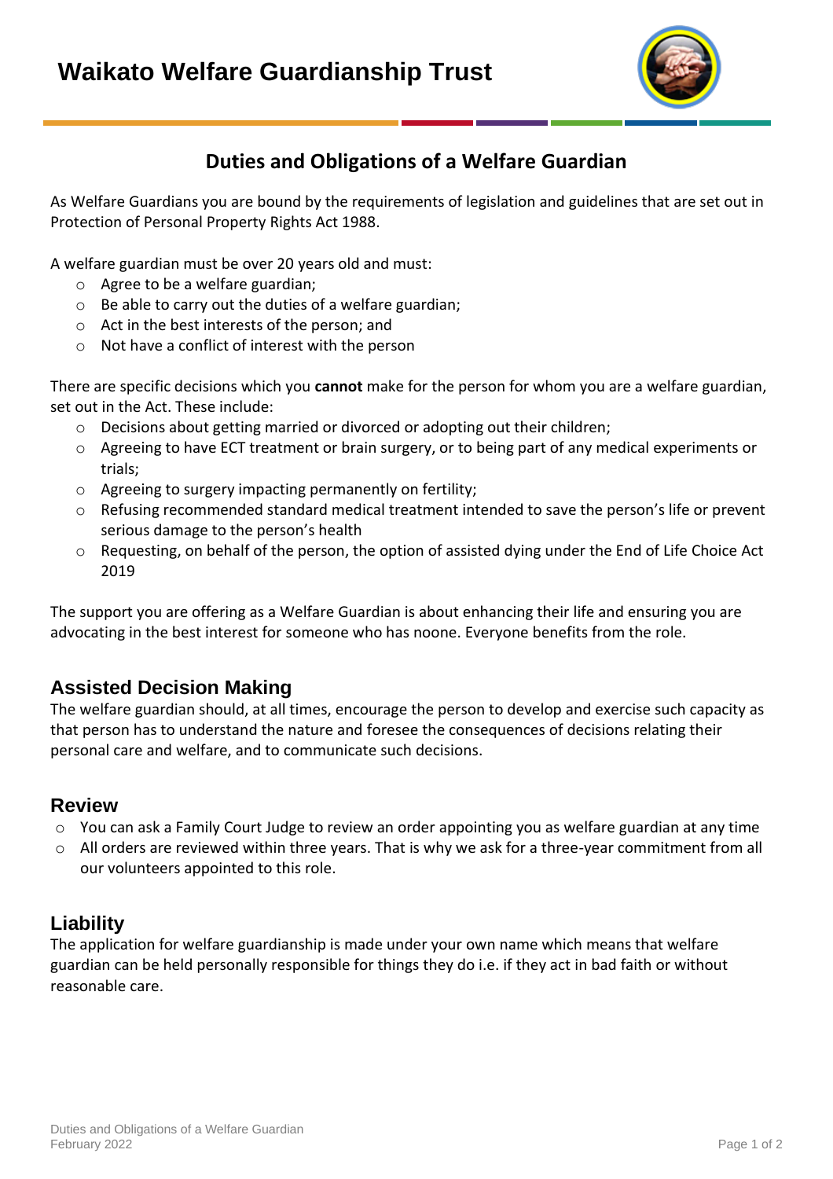# Waikato Welfare Guardianship Trust

## Duties and Obligations of a Welfare Guardian

As Welfare Guardians you are bound by the requirements of legislation and guidelines that are set out in Protection of Personal Property Rights Act 1988.

A welfare guardian must be over 20 years old and must:

- Agree to be a welfare guardian;
- Be able to carry out the duties of a welfare guardian;
- Act in the best interests of the person; and
- Not have a conflict of interest with the person

There are specific decisions which you **cannot** make for the person for whom you are a welfare guardian, set out in the Act. These include:

- Decisions about getting married or divorced or adopting out their children;
- Agreeing to have ECT treatment or brain surgery, or to being part of any medical experiments or trials;
- Agreeing to surgery impacting permanently on fertility;
- Refusing recommended standard medical treatment intended to save the person's life or prevent serious damage to the person's health
- Requesting, on behalf of the person, the option of assisted dying under the End of Life Choice Act 2019

The support you are offering as a Welfare Guardian is about enhancing their life and ensuring you are advocating in the best interest for someone who has noone. Everyone benefits from the role.

### Assisted Decision Making

The welfare guardian should, at all times, encourage the person to develop and exercise such capacity as that person has to understand the nature and foresee the consequences of decisions relating their personal care and welfare, and to communicate such decisions.

### Review

- You can ask a Family Court Judge to review an order appointing you as welfare guardian at any time
- All orders are reviewed within three years. That is why we ask for a three-year commitment from all our volunteers appointed to this role.

### Liability

The application for welfare guardianship is made under your own name which means that welfare guardian can be held personally responsible for things they do i.e. if they act in bad faith or without reasonable care.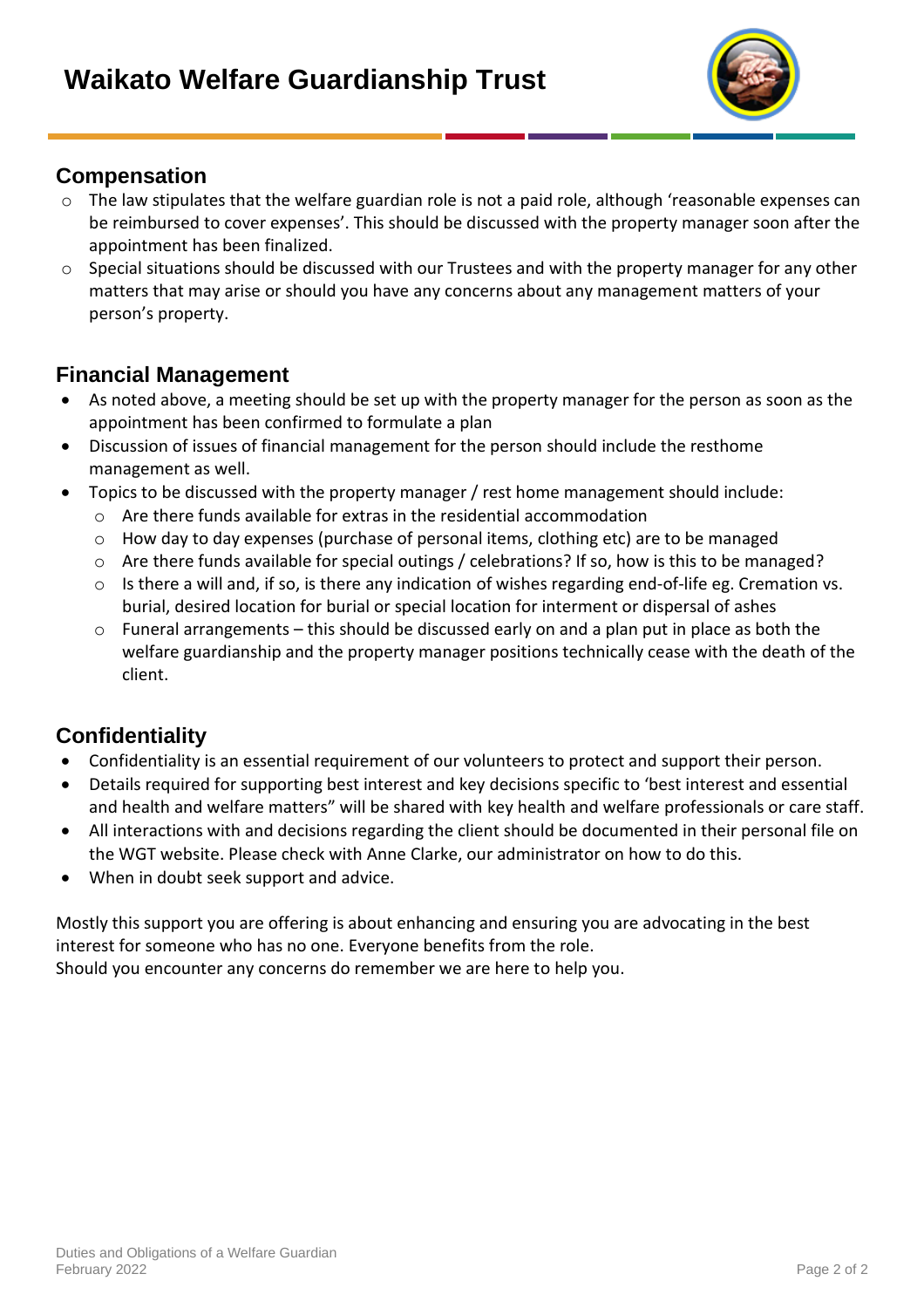## Compensation

- The law stipulates that the welfare guardian role is not a paid role, although 'reasonable expenses can be reimbursed to cover expenses'. This should be discussed with the property manager soon after the appointment has been finalized.
- Special situations should be discussed with our Trustees and with the property manager for any other matters that may arise or should you have any concerns about any management matters of your person's property.

## Financial Management

- As noted above, a meeting should be set up with the property manager for the person as soon as the appointment has been confirmed to formulate a plan
- Discussion of issues of financial management for the person should include the resthome management as well.
- Topics to be discussed with the property manager / rest home management should include:
  - Are there funds available for extras in the residential accommodation
  - How day to day expenses (purchase of personal items, clothing etc) are to be managed
  - Are there funds available for special outings / celebrations? If so, how is this to be managed?
  - Is there a will and, if so, is there any indication of wishes regarding end-of-life eg. Cremation vs. burial, desired location for burial or special location for interment or dispersal of ashes
  - Funeral arrangements – this should be discussed early on and a plan put in place as both the welfare guardianship and the property manager positions technically cease with the death of the client.

## Confidentiality

- Confidentiality is an essential requirement of our volunteers to protect and support their person.
- Details required for supporting best interest and key decisions specific to 'best interest and essential and health and welfare matters" will be shared with key health and welfare professionals or care staff.
- All interactions with and decisions regarding the client should be documented in their personal file on the WGT website. Please check with Anne Clarke, our administrator on how to do this.
- When in doubt seek support and advice.

Mostly this support you are offering is about enhancing and ensuring you are advocating in the best interest for someone who has no one. Everyone benefits from the role.
Should you encounter any concerns do remember we are here to help you.